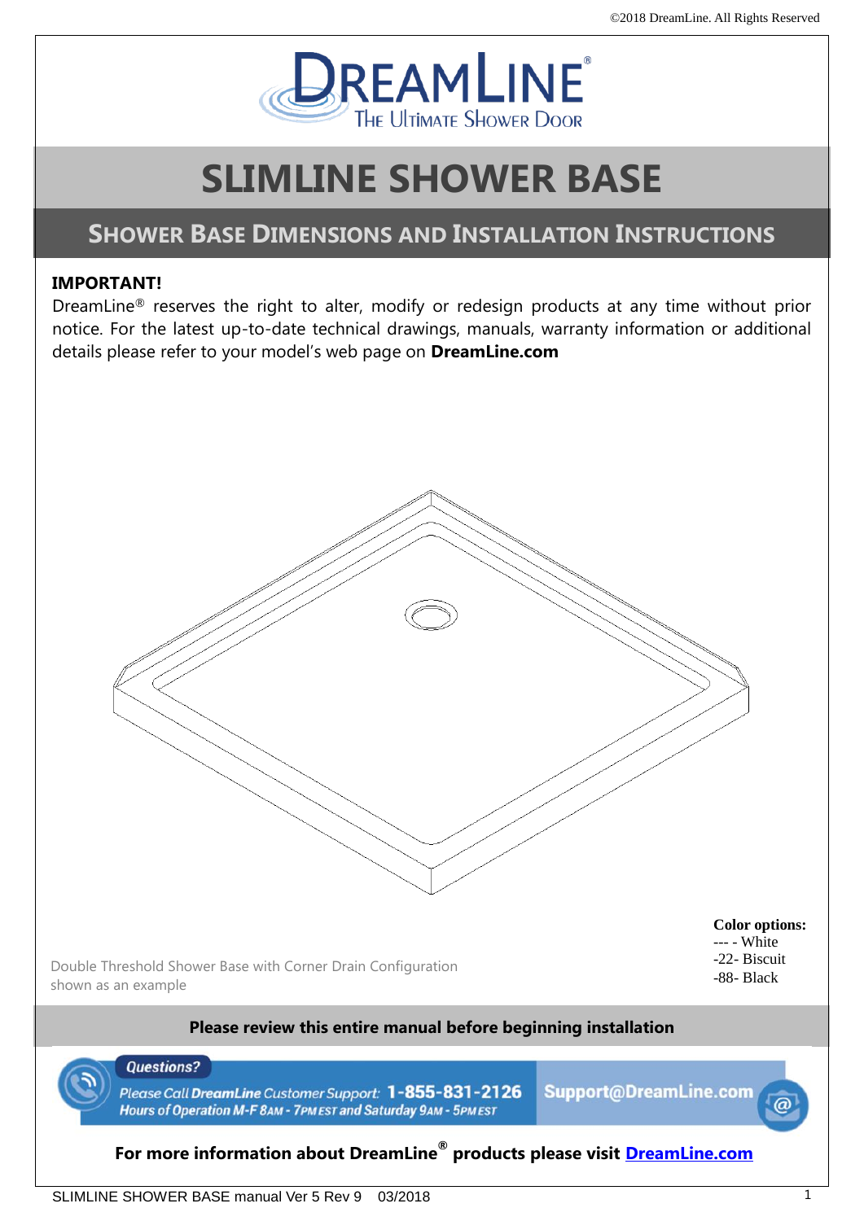©2018 DreamLine. All Rights Reserved

DREAMLINE®
THE ULTIMATE SHOWER DOOR

# SLIMLINE SHOWER BASE

## SHOWER BASE DIMENSIONS AND INSTALLATION INSTRUCTIONS

**IMPORTANT!**
DreamLine® reserves the right to alter, modify or redesign products at any time without prior notice. For the latest up-to-date technical drawings, manuals, warranty information or additional details please refer to your model's web page on **DreamLine.com**

Double Threshold Shower Base with Corner Drain Configuration shown as an example

**Color options:**
--- - White
-22- Biscuit
-88- Black

**Please review this entire manual before beginning installation**

**Questions?**
*Please Call **DreamLine** Customer Support:* **1-855-831-2126**
***Hours of Operation M-F 8AM - 7PM EST and Saturday 9AM - 5PM EST***
**Support@DreamLine.com**

**For more information about DreamLine® products please visit DreamLine.com**

SLIMLINE SHOWER BASE manual Ver 5 Rev 9 03/2018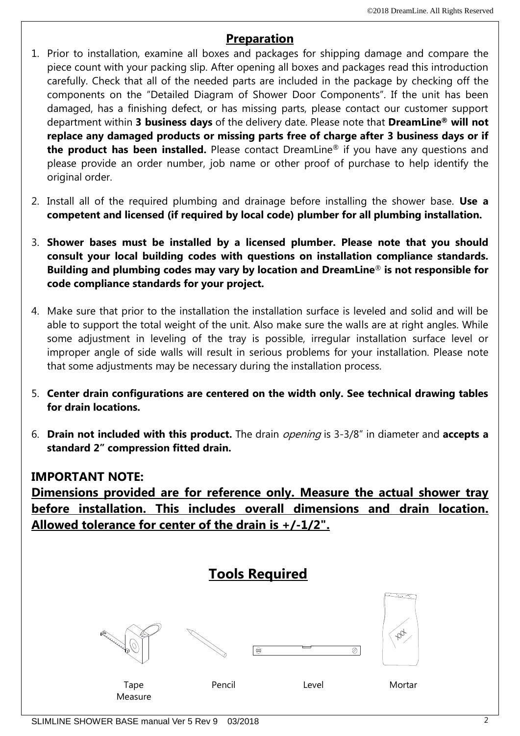## Preparation

1. Prior to installation, examine all boxes and packages for shipping damage and compare the piece count with your packing slip. After opening all boxes and packages read this introduction carefully. Check that all of the needed parts are included in the package by checking off the components on the "Detailed Diagram of Shower Door Components". If the unit has been damaged, has a finishing defect, or has missing parts, please contact our customer support department within **3 business days** of the delivery date. Please note that **DreamLine® will not replace any damaged products or missing parts free of charge after 3 business days or if the product has been installed.** Please contact DreamLine® if you have any questions and please provide an order number, job name or other proof of purchase to help identify the original order.

2. Install all of the required plumbing and drainage before installing the shower base. **Use a competent and licensed (if required by local code) plumber for all plumbing installation.**

3. **Shower bases must be installed by a licensed plumber. Please note that you should consult your local building codes with questions on installation compliance standards. Building and plumbing codes may vary by location and DreamLine® is not responsible for code compliance standards for your project.**

4. Make sure that prior to the installation the installation surface is leveled and solid and will be able to support the total weight of the unit. Also make sure the walls are at right angles. While some adjustment in leveling of the tray is possible, irregular installation surface level or improper angle of side walls will result in serious problems for your installation. Please note that some adjustments may be necessary during the installation process.

5. **Center drain configurations are centered on the width only. See technical drawing tables for drain locations.**

6. **Drain not included with this product.** The drain *opening* is 3-3/8" in diameter and **accepts a standard 2" compression fitted drain.**

### IMPORTANT NOTE:

**Dimensions provided are for reference only. Measure the actual shower tray before installation. This includes overall dimensions and drain location. Allowed tolerance for center of the drain is +/-1/2".**

## Tools Required

Tape Measure | Pencil | Level | Mortar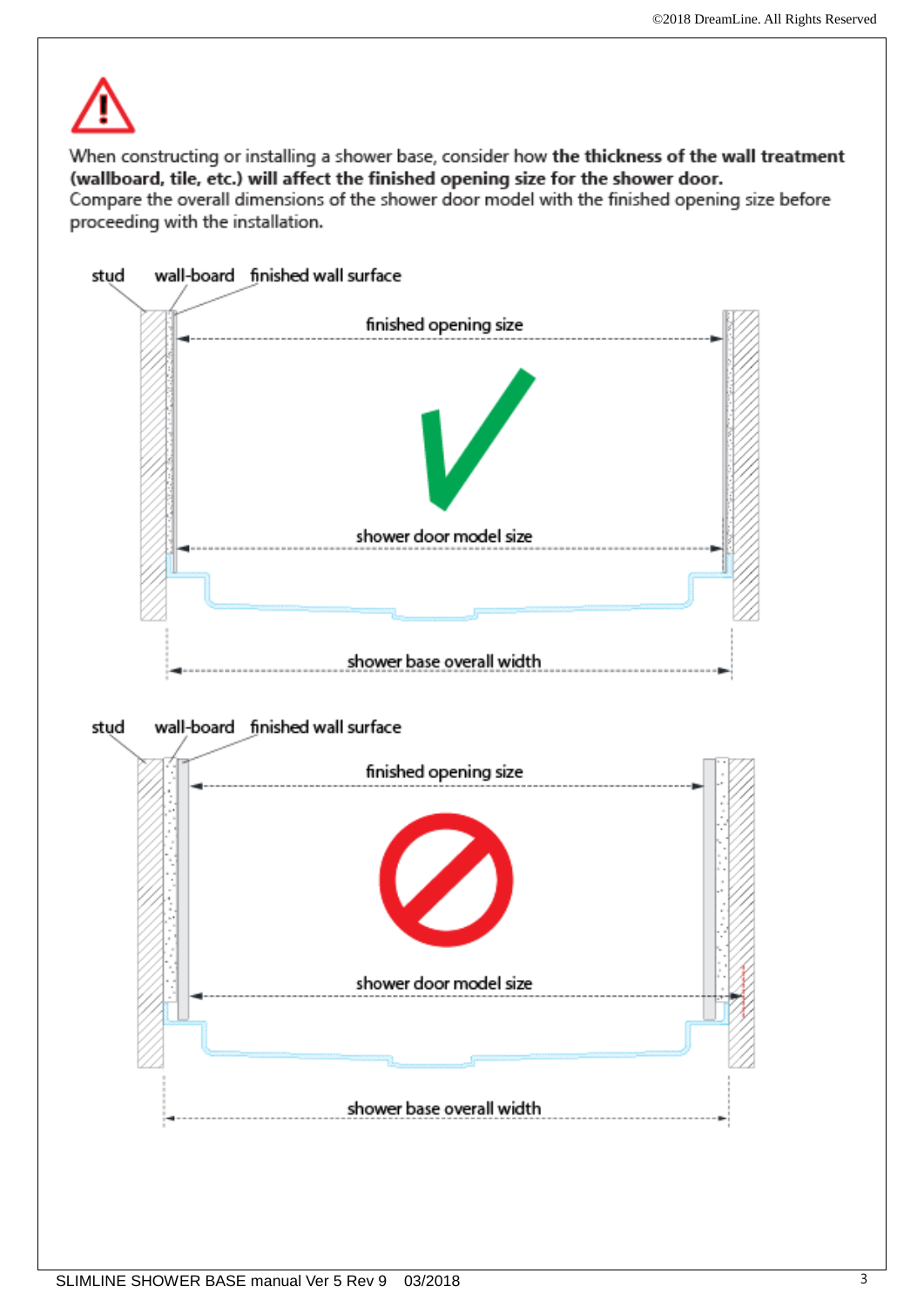⚠

When constructing or installing a shower base, consider how **the thickness of the wall treatment (wallboard, tile, etc.) will affect the finished opening size for the shower door.**
Compare the overall dimensions of the shower door model with the finished opening size before proceeding with the installation.

stud | wall-board | finished wall surface

finished opening size

✓

shower door model size

shower base overall width

stud | wall-board | finished wall surface

finished opening size

shower door model size

shower base overall width

SLIMLINE SHOWER BASE manual Ver 5 Rev 9 03/2018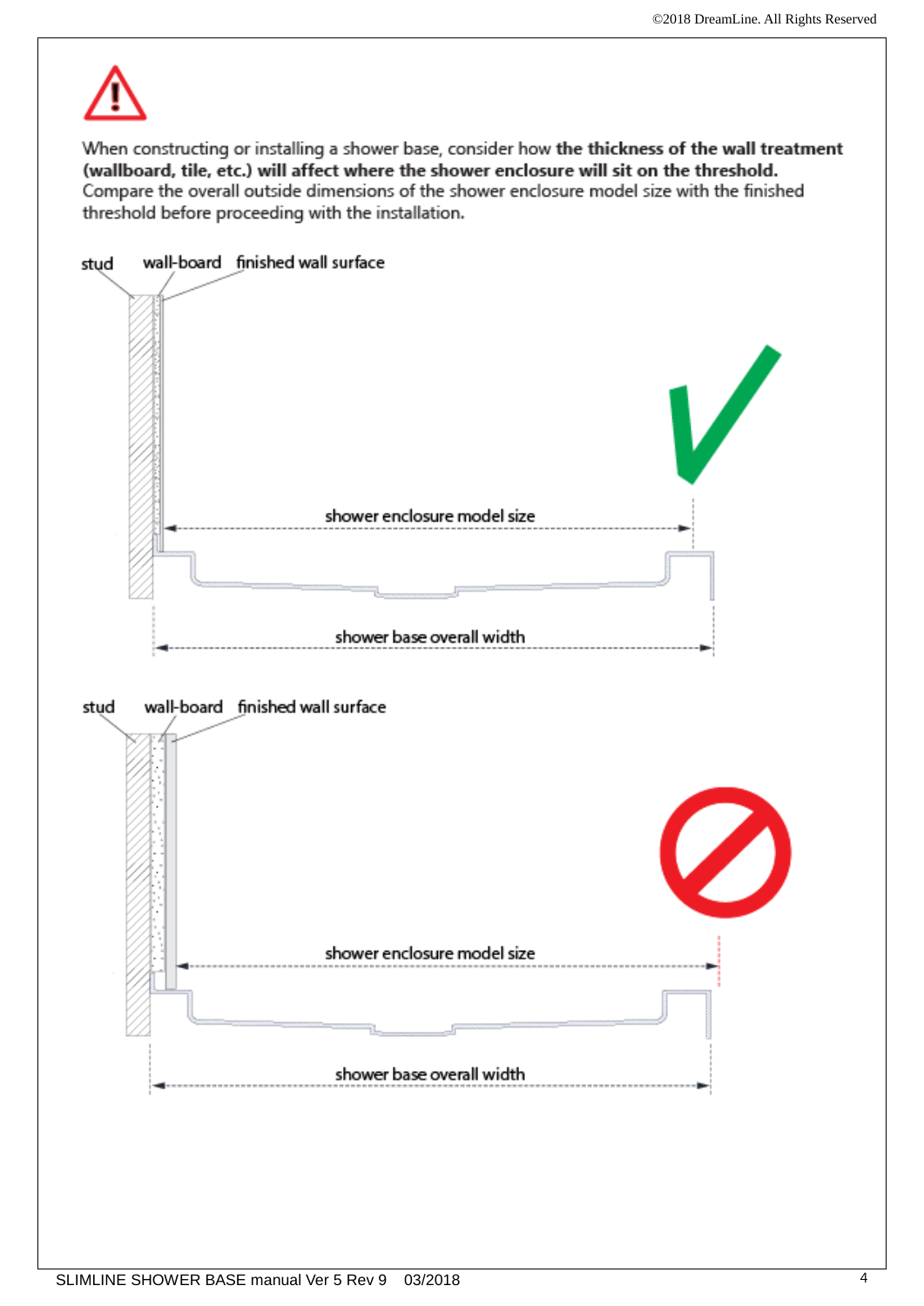When constructing or installing a shower base, consider how **the thickness of the wall treatment (wallboard, tile, etc.) will affect where the shower enclosure will sit on the threshold.** Compare the overall outside dimensions of the shower enclosure model size with the finished threshold before proceeding with the installation.

stud wall-board finished wall surface

shower enclosure model size

shower base overall width

stud wall-board finished wall surface

shower enclosure model size

shower base overall width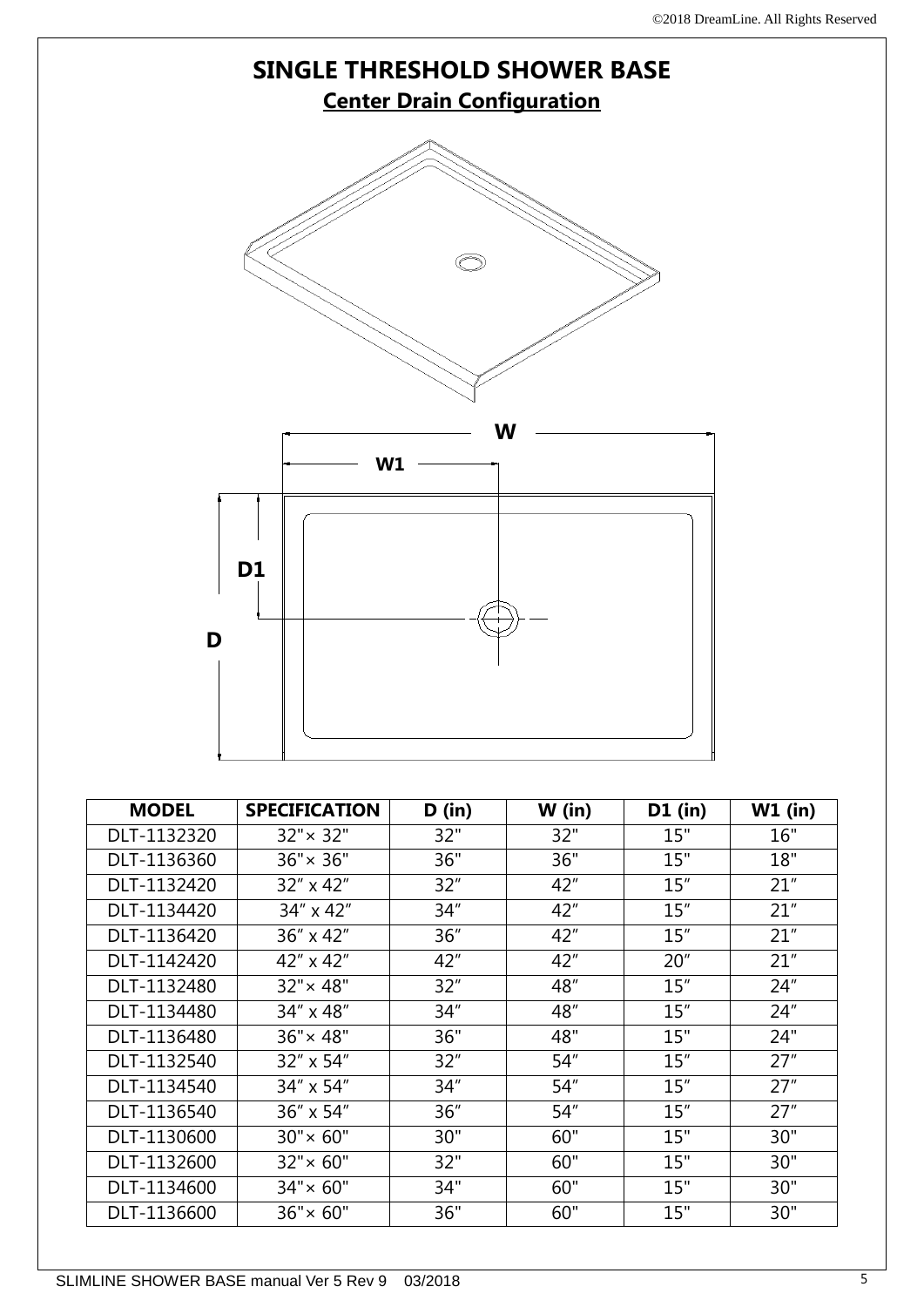# SINGLE THRESHOLD SHOWER BASE

## Center Drain Configuration

W

W1

D1

D

| MODEL | SPECIFICATION | D (in) | W (in) | D1 (in) | W1 (in) |
|---|---|---|---|---|---|
| DLT-1132320 | 32"× 32" | 32" | 32" | 15" | 16" |
| DLT-1136360 | 36"× 36" | 36" | 36" | 15" | 18" |
| DLT-1132420 | 32″ x 42″ | 32″ | 42″ | 15″ | 21″ |
| DLT-1134420 | 34″ x 42″ | 34″ | 42″ | 15″ | 21″ |
| DLT-1136420 | 36″ x 42″ | 36″ | 42″ | 15″ | 21″ |
| DLT-1142420 | 42″ x 42″ | 42″ | 42″ | 20″ | 21″ |
| DLT-1132480 | 32"× 48" | 32″ | 48″ | 15″ | 24″ |
| DLT-1134480 | 34″ x 48″ | 34″ | 48″ | 15″ | 24″ |
| DLT-1136480 | 36"× 48" | 36" | 48" | 15" | 24" |
| DLT-1132540 | 32″ x 54″ | 32″ | 54″ | 15″ | 27″ |
| DLT-1134540 | 34″ x 54″ | 34″ | 54″ | 15″ | 27″ |
| DLT-1136540 | 36″ x 54″ | 36″ | 54″ | 15″ | 27″ |
| DLT-1130600 | 30"× 60" | 30" | 60" | 15" | 30" |
| DLT-1132600 | 32"× 60" | 32" | 60" | 15" | 30" |
| DLT-1134600 | 34"× 60" | 34" | 60" | 15" | 30" |
| DLT-1136600 | 36"× 60" | 36" | 60" | 15" | 30" |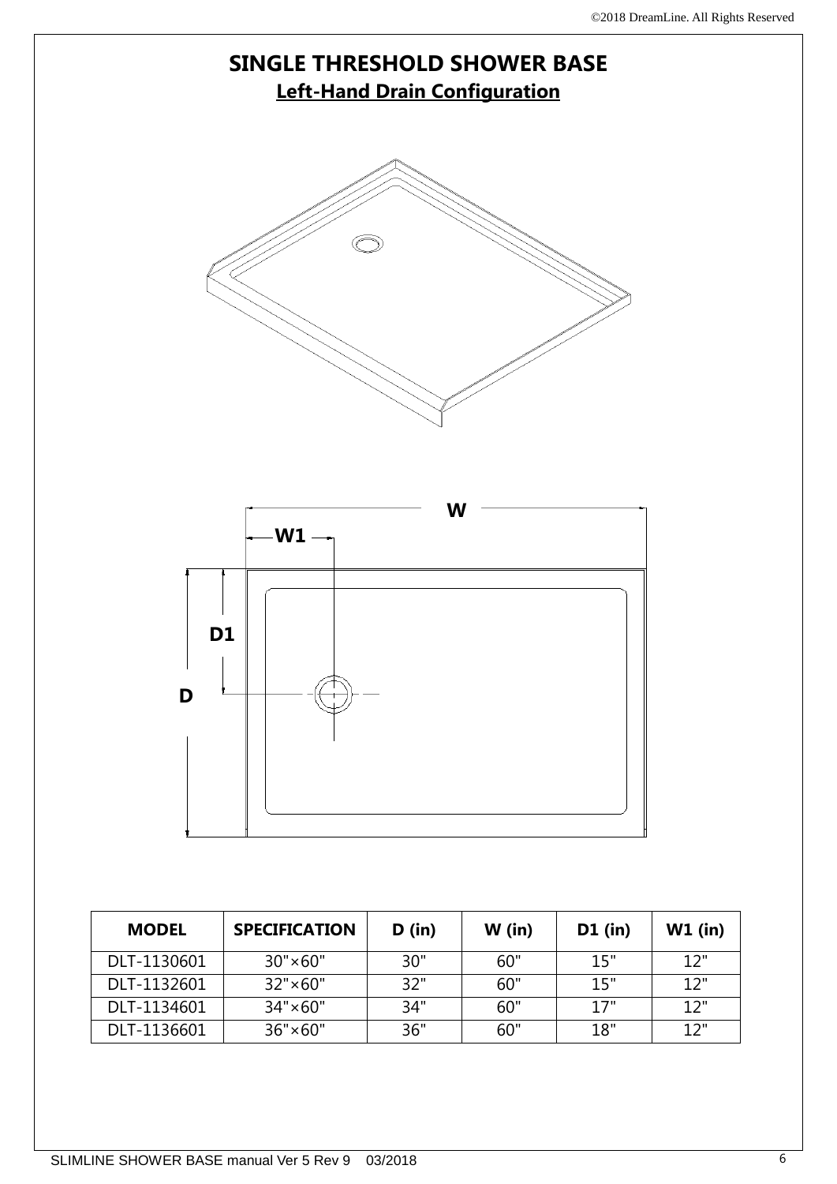# SINGLE THRESHOLD SHOWER BASE

## Left-Hand Drain Configuration

W

W1

D1

D

| MODEL | SPECIFICATION | D (in) | W (in) | D1 (in) | W1 (in) |
|---|---|---|---|---|---|
| DLT-1130601 | 30"×60" | 30" | 60" | 15" | 12" |
| DLT-1132601 | 32"×60" | 32" | 60" | 15" | 12" |
| DLT-1134601 | 34"×60" | 34" | 60" | 17" | 12" |
| DLT-1136601 | 36"×60" | 36" | 60" | 18" | 12" |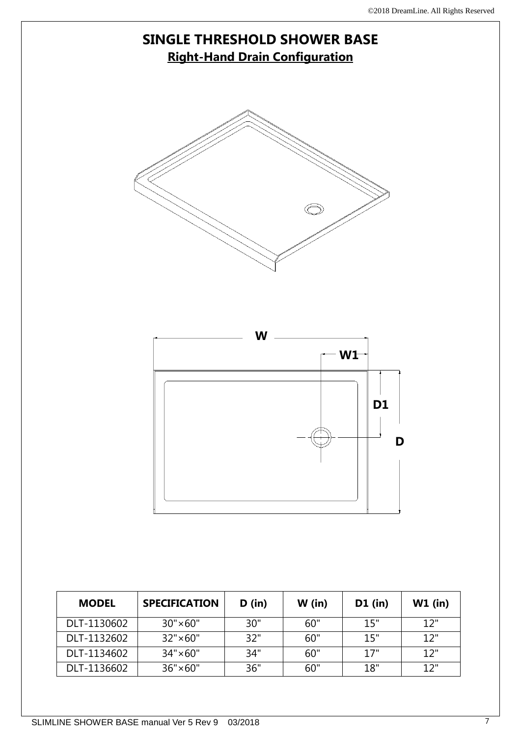# SINGLE THRESHOLD SHOWER BASE

## Right-Hand Drain Configuration

W

W1

D1

D

| MODEL | SPECIFICATION | D (in) | W (in) | D1 (in) | W1 (in) |
|---|---|---|---|---|---|
| DLT-1130602 | 30"×60" | 30" | 60" | 15" | 12" |
| DLT-1132602 | 32"×60" | 32" | 60" | 15" | 12" |
| DLT-1134602 | 34"×60" | 34" | 60" | 17" | 12" |
| DLT-1136602 | 36"×60" | 36" | 60" | 18" | 12" |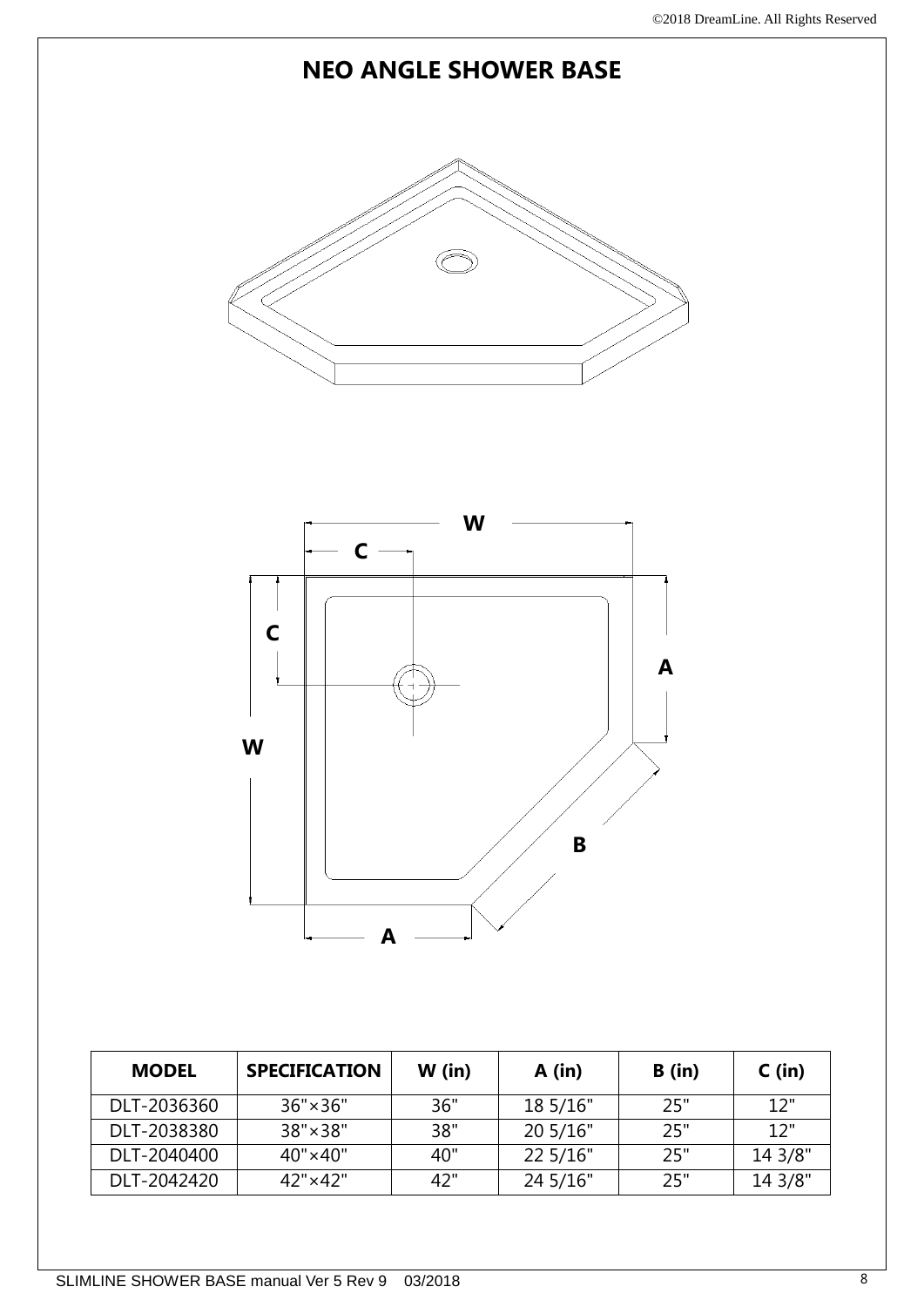# NEO ANGLE SHOWER BASE

| MODEL | SPECIFICATION | W (in) | A (in) | B (in) | C (in) |
| --- | --- | --- | --- | --- | --- |
| DLT-2036360 | 36"×36" | 36" | 18 5/16" | 25" | 12" |
| DLT-2038380 | 38"×38" | 38" | 20 5/16" | 25" | 12" |
| DLT-2040400 | 40"×40" | 40" | 22 5/16" | 25" | 14 3/8" |
| DLT-2042420 | 42"×42" | 42" | 24 5/16" | 25" | 14 3/8" |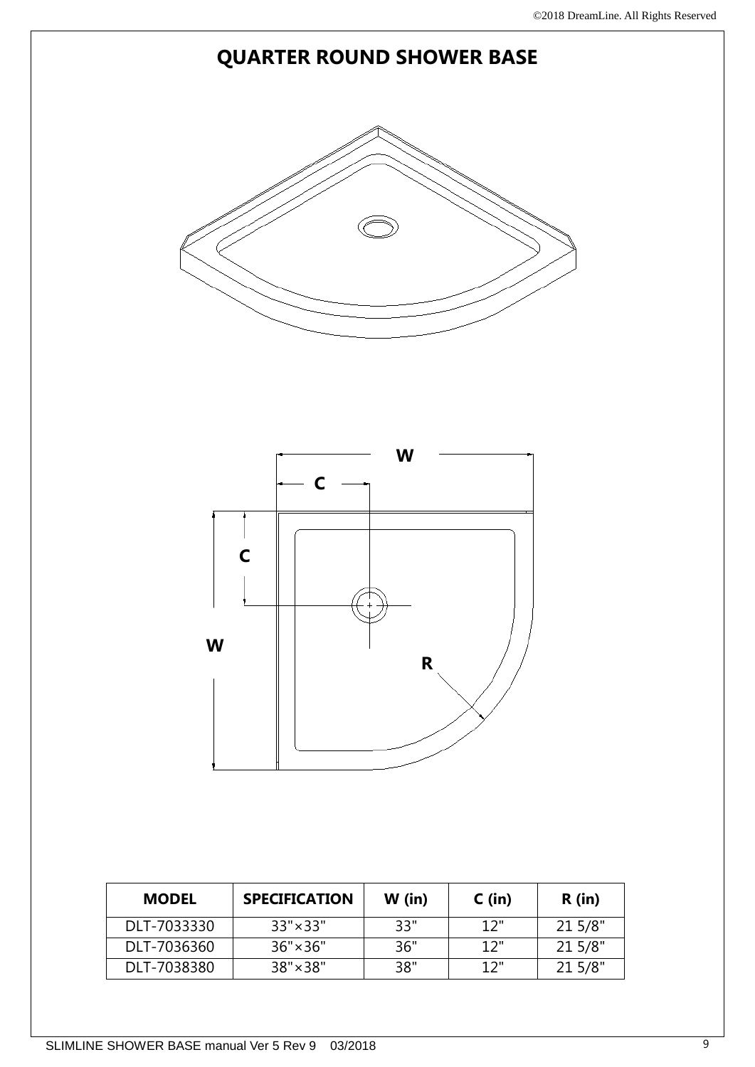# QUARTER ROUND SHOWER BASE

| MODEL | SPECIFICATION | W (in) | C (in) | R (in) |
|---|---|---|---|---|
| DLT-7033330 | 33"×33" | 33" | 12" | 21 5/8" |
| DLT-7036360 | 36"×36" | 36" | 12" | 21 5/8" |
| DLT-7038380 | 38"×38" | 38" | 12" | 21 5/8" |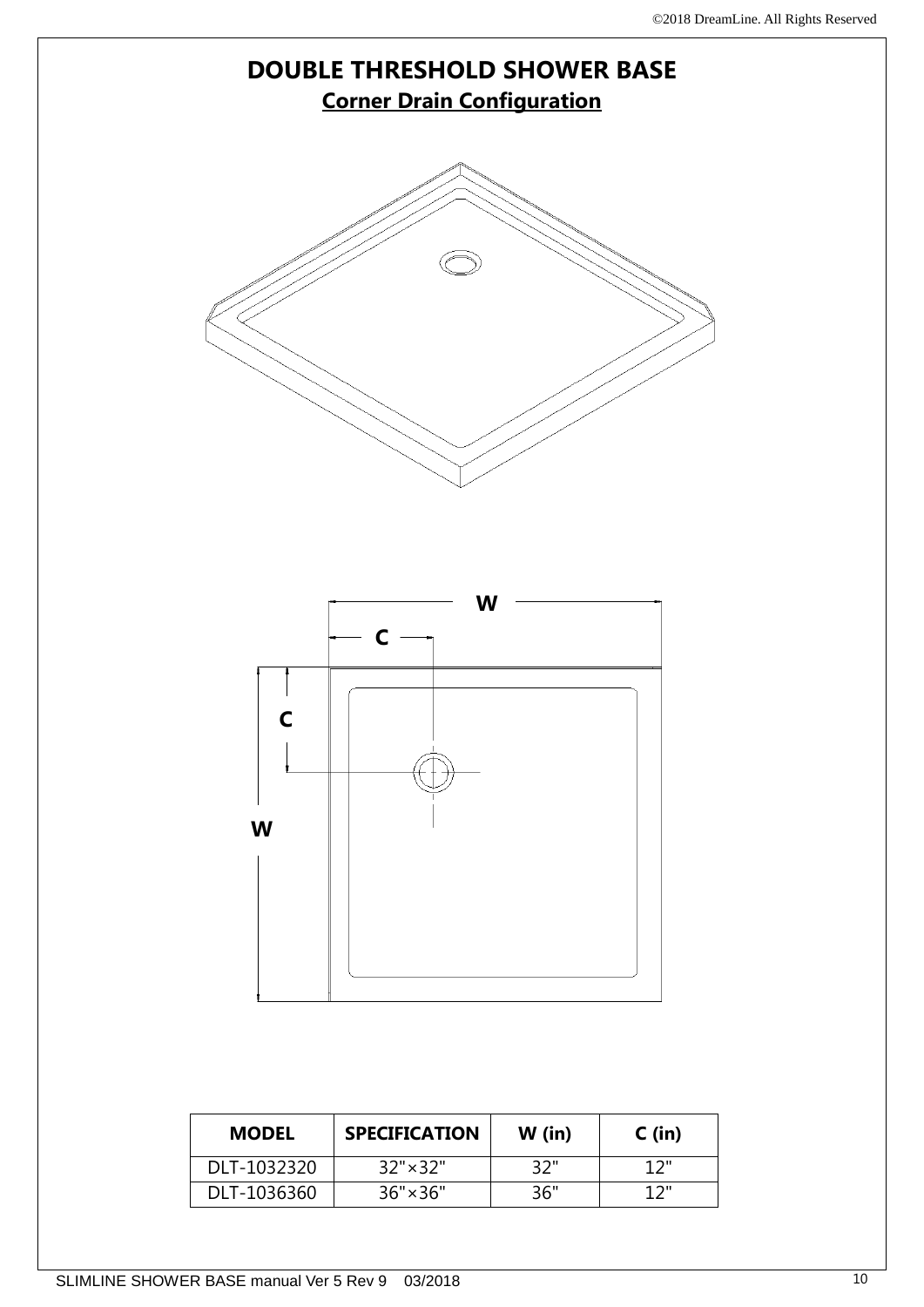# DOUBLE THRESHOLD SHOWER BASE

## Corner Drain Configuration

| MODEL | SPECIFICATION | W (in) | C (in) |
| --- | --- | --- | --- |
| DLT-1032320 | 32"×32" | 32" | 12" |
| DLT-1036360 | 36"×36" | 36" | 12" |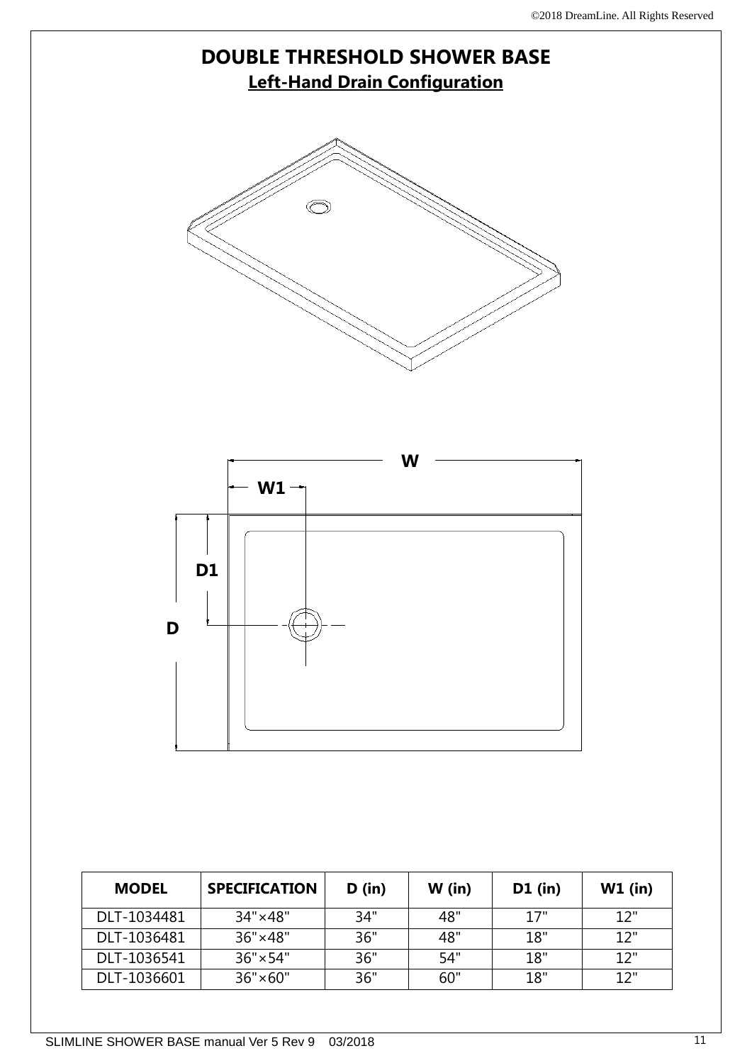# DOUBLE THRESHOLD SHOWER BASE

## Left-Hand Drain Configuration

| MODEL | SPECIFICATION | D (in) | W (in) | D1 (in) | W1 (in) |
|---|---|---|---|---|---|
| DLT-1034481 | 34"×48" | 34" | 48" | 17" | 12" |
| DLT-1036481 | 36"×48" | 36" | 48" | 18" | 12" |
| DLT-1036541 | 36"×54" | 36" | 54" | 18" | 12" |
| DLT-1036601 | 36"×60" | 36" | 60" | 18" | 12" |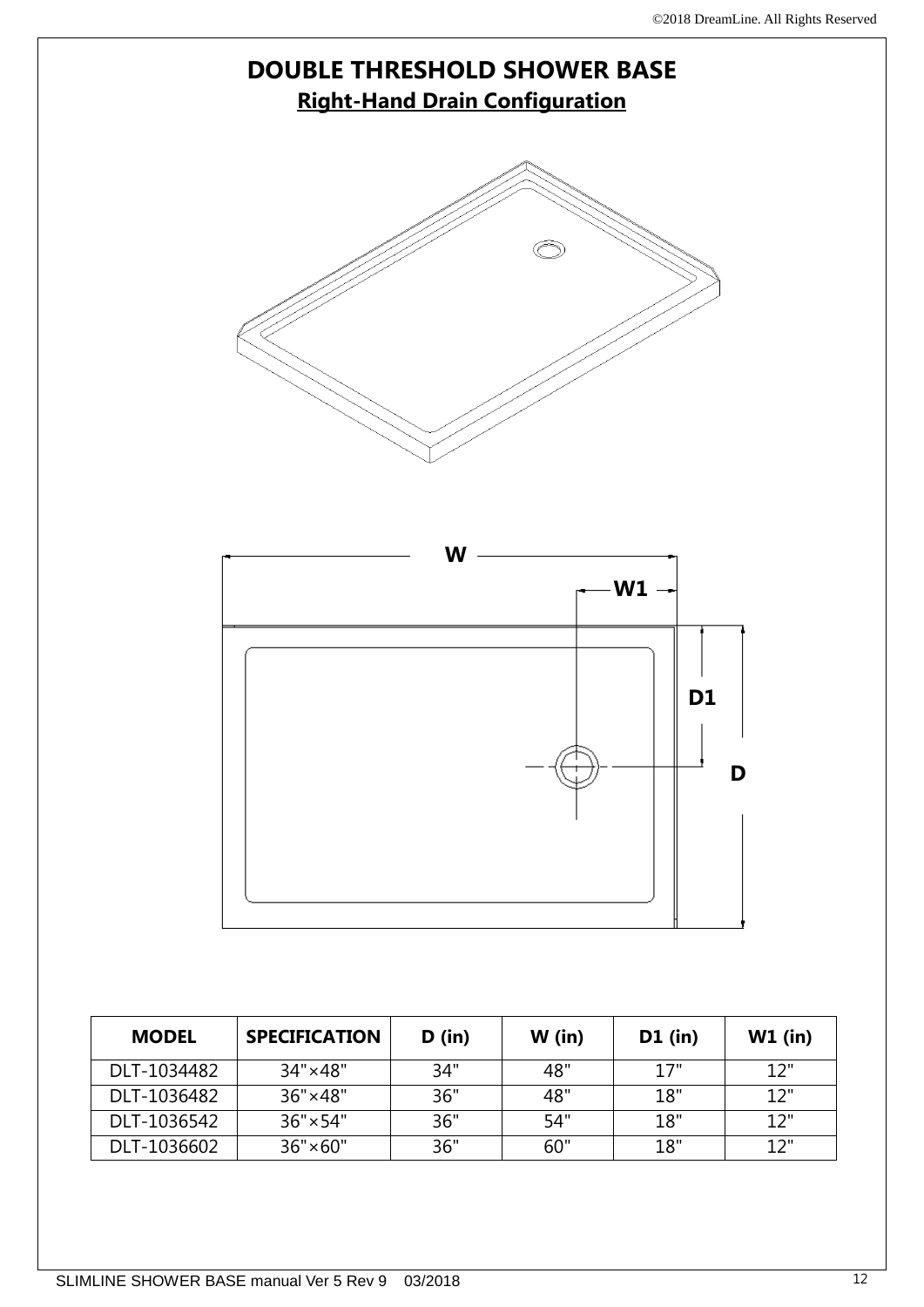# DOUBLE THRESHOLD SHOWER BASE

## Right-Hand Drain Configuration

| MODEL | SPECIFICATION | D (in) | W (in) | D1 (in) | W1 (in) |
| --- | --- | --- | --- | --- | --- |
| DLT-1034482 | 34"×48" | 34" | 48" | 17" | 12" |
| DLT-1036482 | 36"×48" | 36" | 48" | 18" | 12" |
| DLT-1036542 | 36"×54" | 36" | 54" | 18" | 12" |
| DLT-1036602 | 36"×60" | 36" | 60" | 18" | 12" |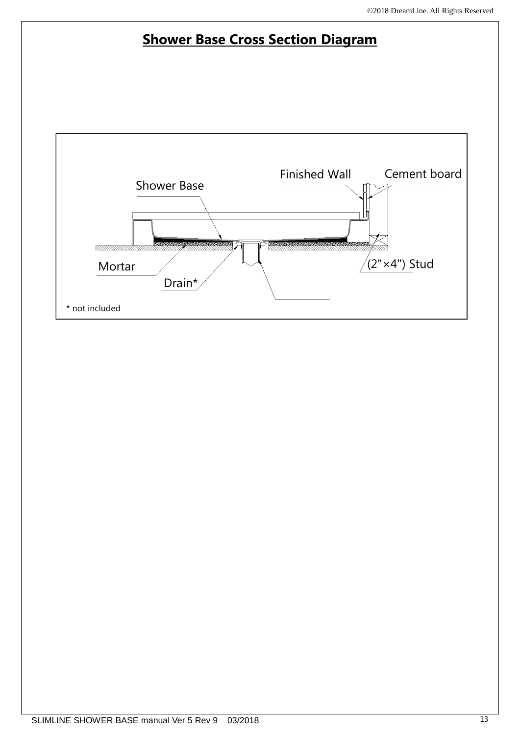# Shower Base Cross Section Diagram

Finished Wall

Cement board

Shower Base

Mortar

Drain*

(2"×4") Stud

* not included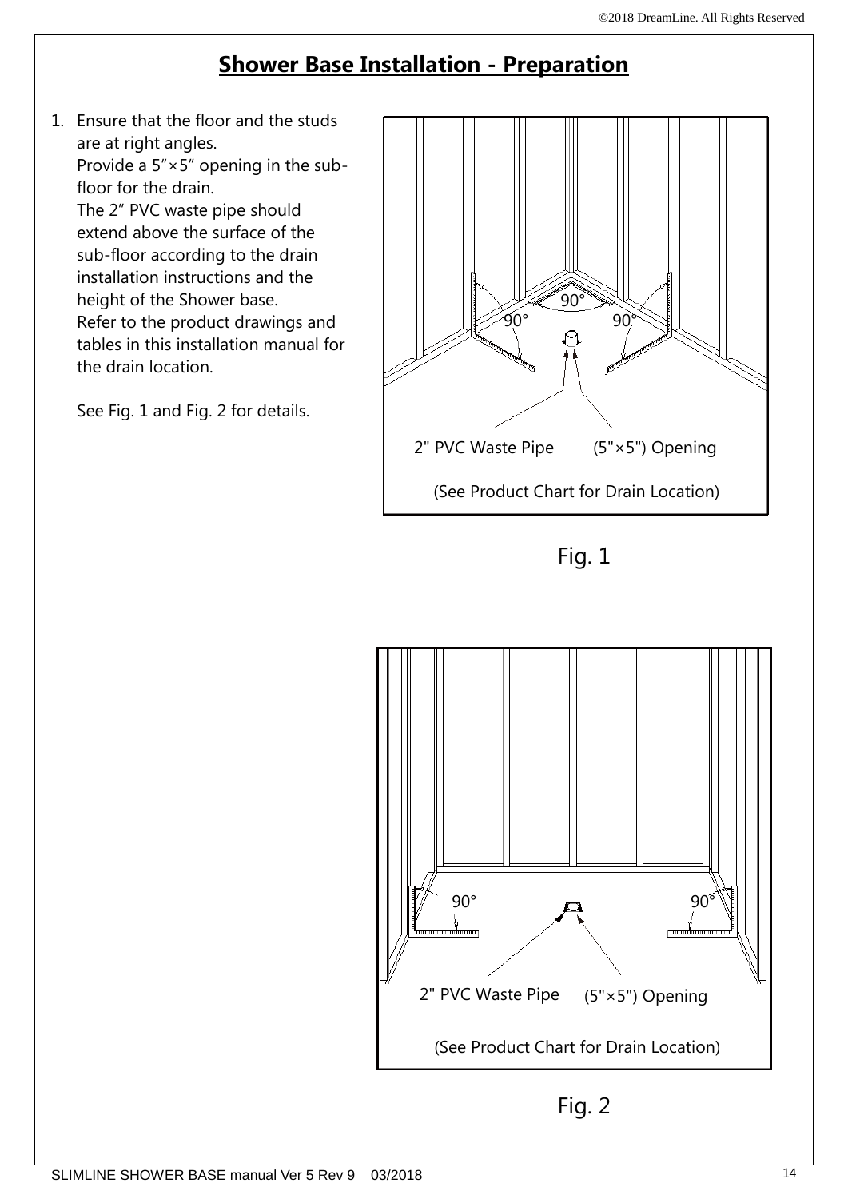## Shower Base Installation - Preparation

1. Ensure that the floor and the studs are at right angles.
   Provide a 5″×5″ opening in the sub-floor for the drain.
   The 2″ PVC waste pipe should extend above the surface of the sub-floor according to the drain installation instructions and the height of the Shower base.
   Refer to the product drawings and tables in this installation manual for the drain location.

   See Fig. 1 and Fig. 2 for details.

90° 90° 90°

2" PVC Waste Pipe (5"×5") Opening

(See Product Chart for Drain Location)

Fig. 1

90° 90°

2" PVC Waste Pipe (5"×5") Opening

(See Product Chart for Drain Location)

Fig. 2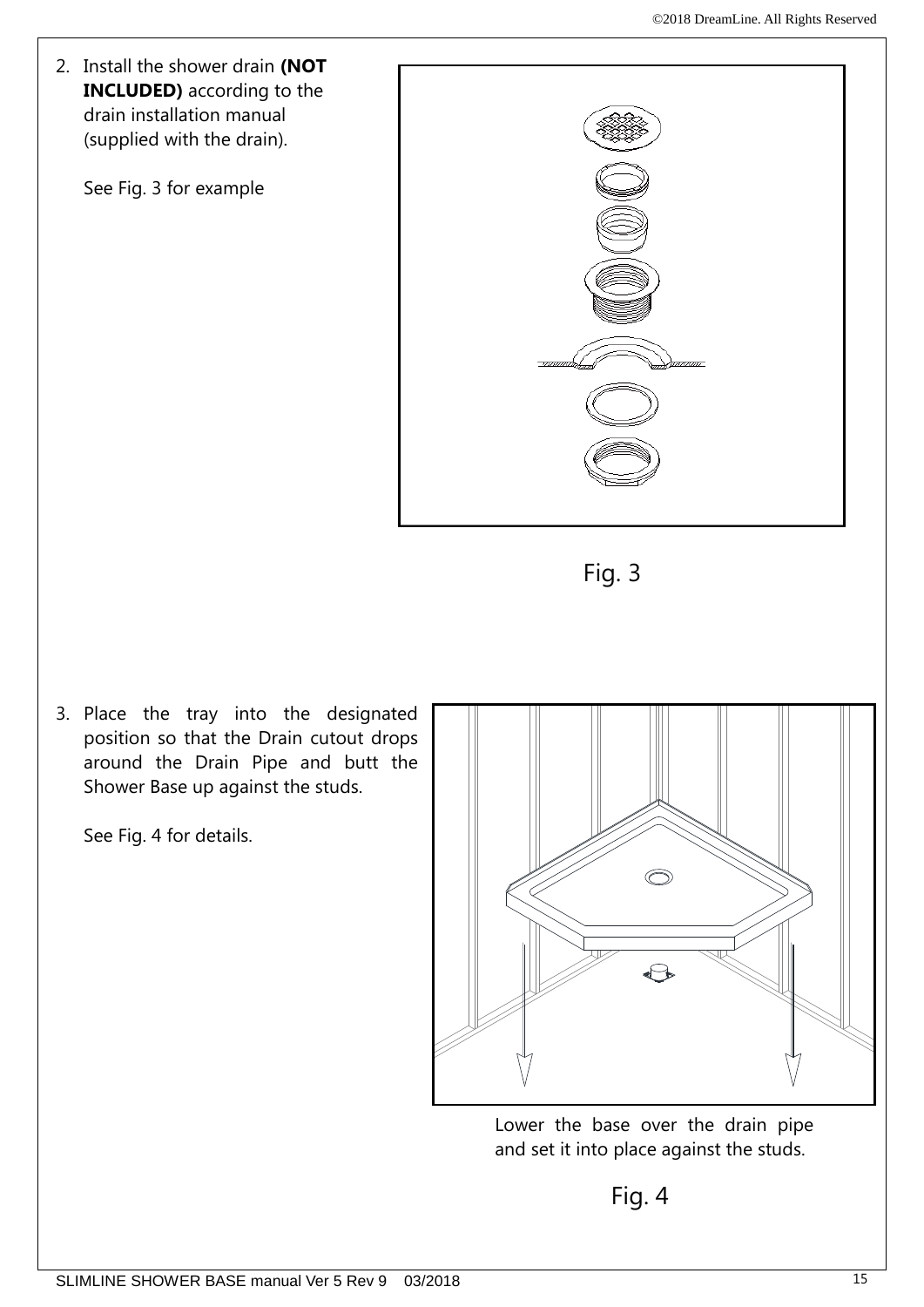2. Install the shower drain **(NOT INCLUDED)** according to the drain installation manual (supplied with the drain).

   See Fig. 3 for example

Fig. 3

3. Place the tray into the designated position so that the Drain cutout drops around the Drain Pipe and butt the Shower Base up against the studs.

   See Fig. 4 for details.

Lower the base over the drain pipe and set it into place against the studs.

Fig. 4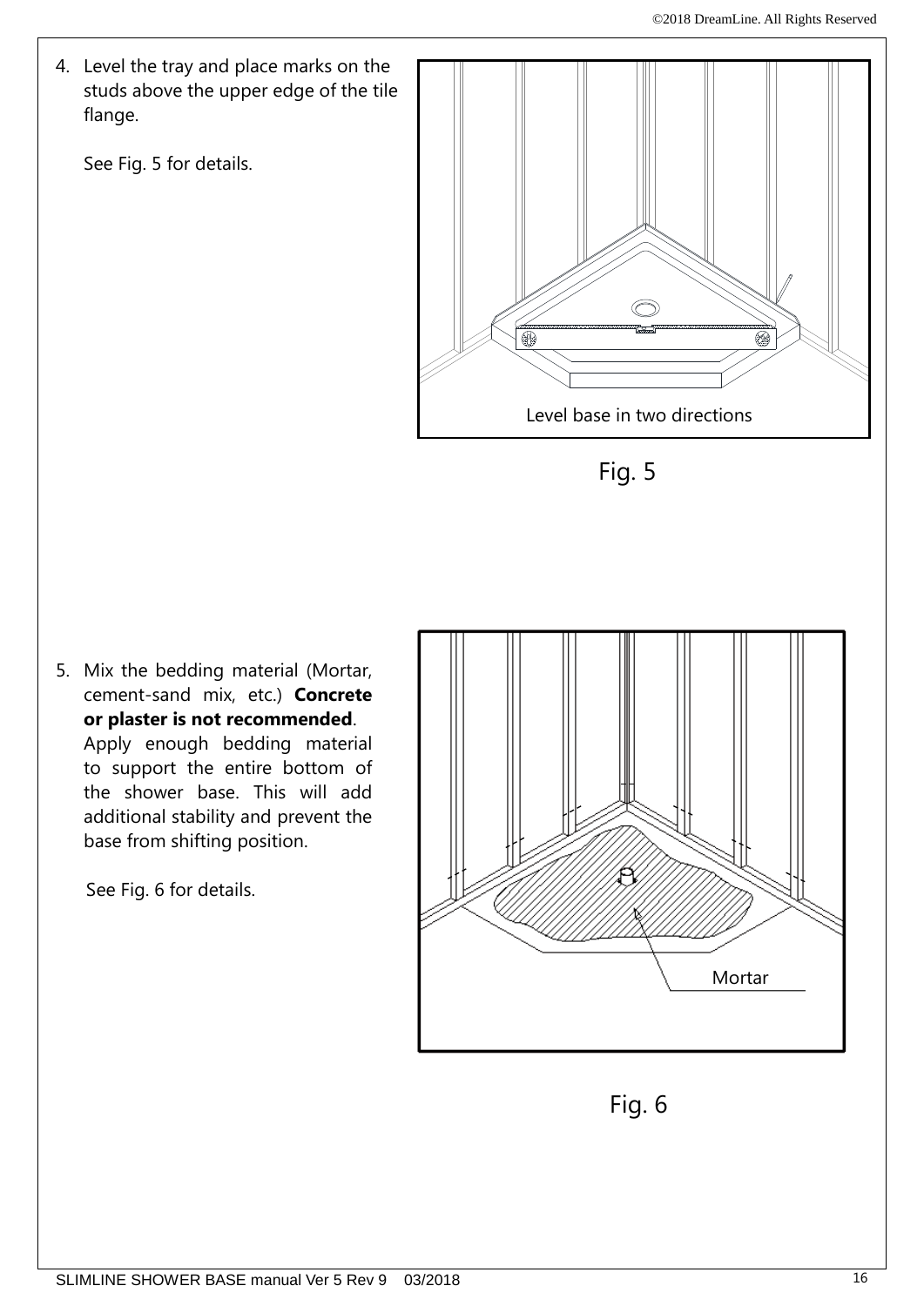4. Level the tray and place marks on the studs above the upper edge of the tile flange.

   See Fig. 5 for details.

Level base in two directions

Fig. 5

5. Mix the bedding material (Mortar, cement-sand mix, etc.) **Concrete or plaster is not recommended**. Apply enough bedding material to support the entire bottom of the shower base. This will add additional stability and prevent the base from shifting position.

   See Fig. 6 for details.

Mortar

Fig. 6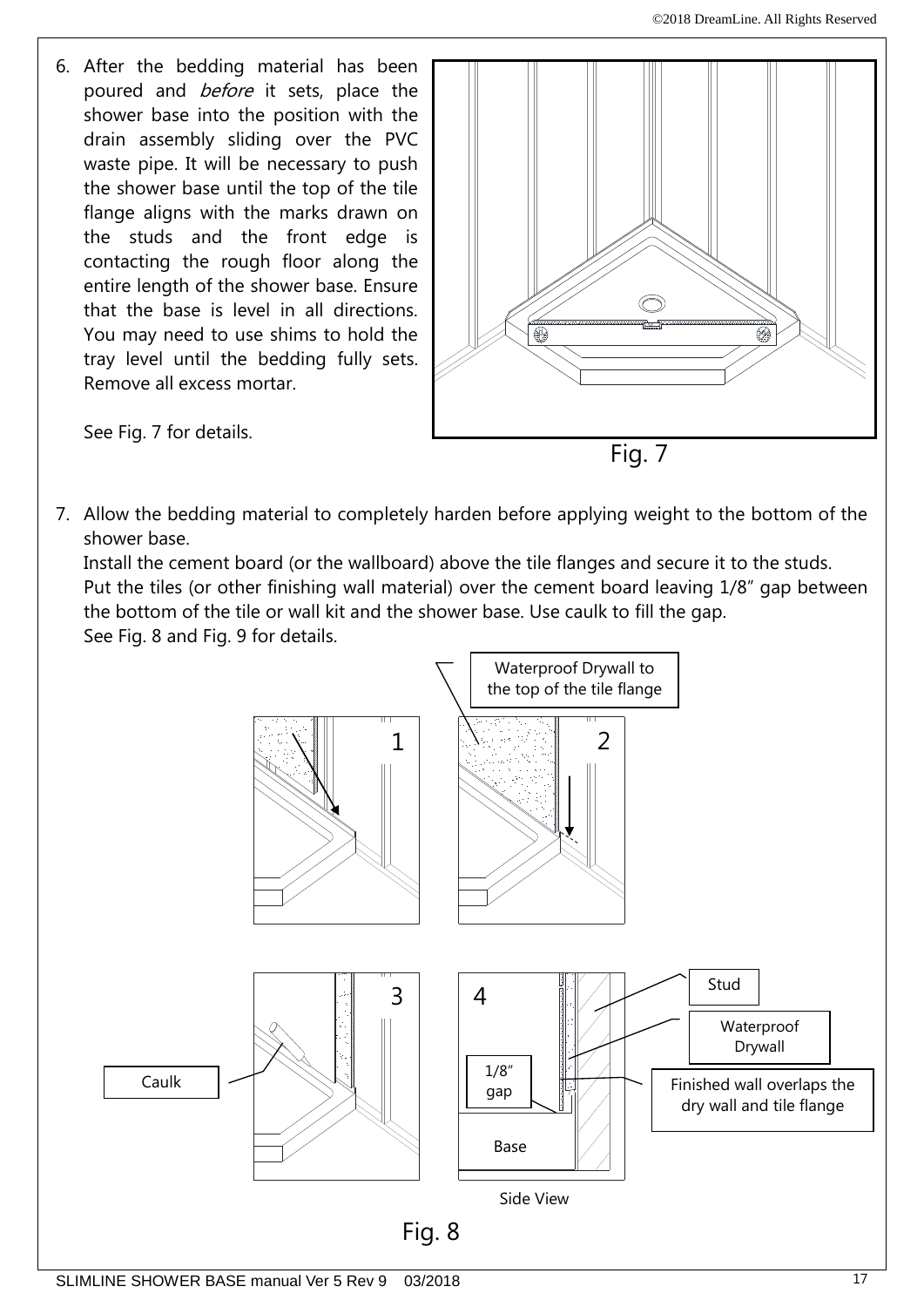6. After the bedding material has been poured and *before* it sets, place the shower base into the position with the drain assembly sliding over the PVC waste pipe. It will be necessary to push the shower base until the top of the tile flange aligns with the marks drawn on the studs and the front edge is contacting the rough floor along the entire length of the shower base. Ensure that the base is level in all directions. You may need to use shims to hold the tray level until the bedding fully sets. Remove all excess mortar.

   See Fig. 7 for details.

Fig. 7

7. Allow the bedding material to completely harden before applying weight to the bottom of the shower base.
   Install the cement board (or the wallboard) above the tile flanges and secure it to the studs.
   Put the tiles (or other finishing wall material) over the cement board leaving 1/8" gap between the bottom of the tile or wall kit and the shower base. Use caulk to fill the gap.
   See Fig. 8 and Fig. 9 for details.

Waterproof Drywall to the top of the tile flange

1

2

3

4

Caulk

1/8" gap

Base

Stud

Waterproof Drywall

Finished wall overlaps the dry wall and tile flange

Side View

Fig. 8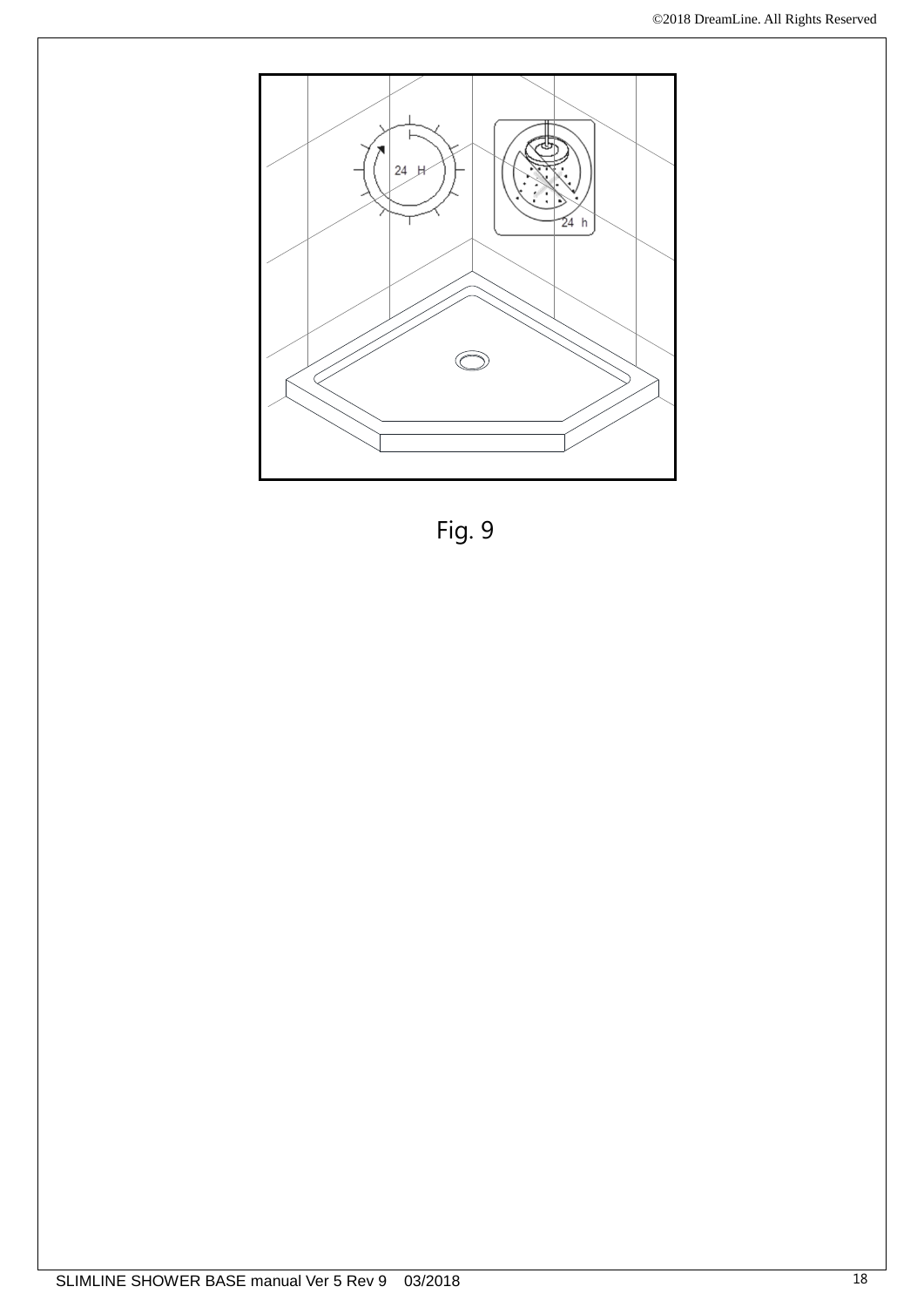Fig. 9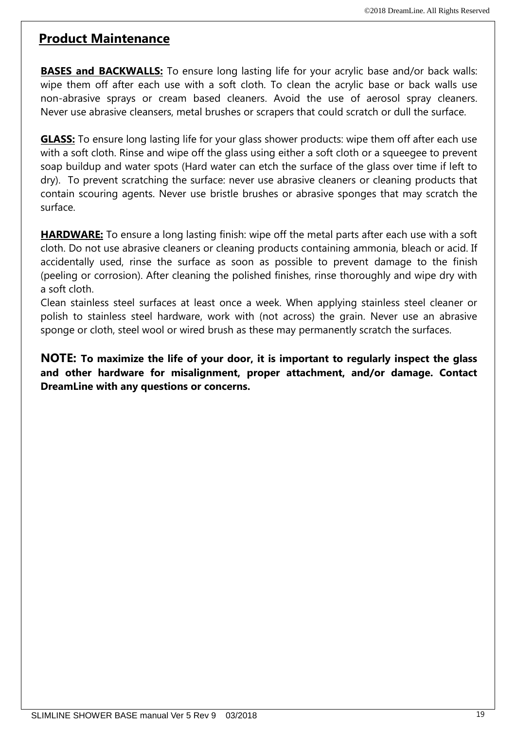## Product Maintenance

**BASES and BACKWALLS:** To ensure long lasting life for your acrylic base and/or back walls: wipe them off after each use with a soft cloth. To clean the acrylic base or back walls use non-abrasive sprays or cream based cleaners. Avoid the use of aerosol spray cleaners. Never use abrasive cleansers, metal brushes or scrapers that could scratch or dull the surface.

**GLASS:** To ensure long lasting life for your glass shower products: wipe them off after each use with a soft cloth. Rinse and wipe off the glass using either a soft cloth or a squeegee to prevent soap buildup and water spots (Hard water can etch the surface of the glass over time if left to dry). To prevent scratching the surface: never use abrasive cleaners or cleaning products that contain scouring agents. Never use bristle brushes or abrasive sponges that may scratch the surface.

**HARDWARE:** To ensure a long lasting finish: wipe off the metal parts after each use with a soft cloth. Do not use abrasive cleaners or cleaning products containing ammonia, bleach or acid. If accidentally used, rinse the surface as soon as possible to prevent damage to the finish (peeling or corrosion). After cleaning the polished finishes, rinse thoroughly and wipe dry with a soft cloth.
Clean stainless steel surfaces at least once a week. When applying stainless steel cleaner or polish to stainless steel hardware, work with (not across) the grain. Never use an abrasive sponge or cloth, steel wool or wired brush as these may permanently scratch the surfaces.

**NOTE: To maximize the life of your door, it is important to regularly inspect the glass and other hardware for misalignment, proper attachment, and/or damage. Contact DreamLine with any questions or concerns.**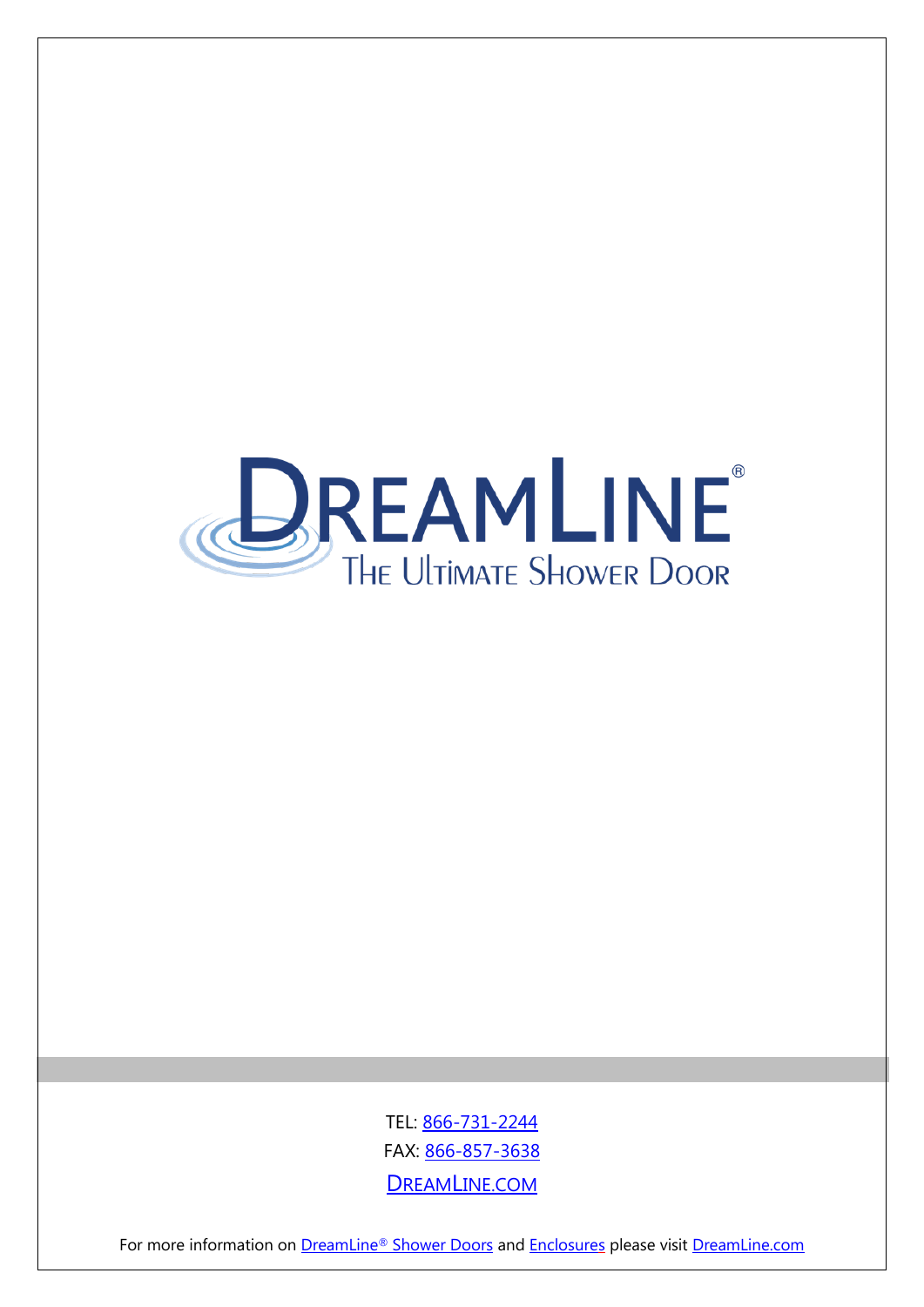DREAMLINE®

THE ULTIMATE SHOWER DOOR

TEL: 866-731-2244

FAX: 866-857-3638

DREAMLINE.COM

For more information on DreamLine® Shower Doors and Enclosures please visit DreamLine.com